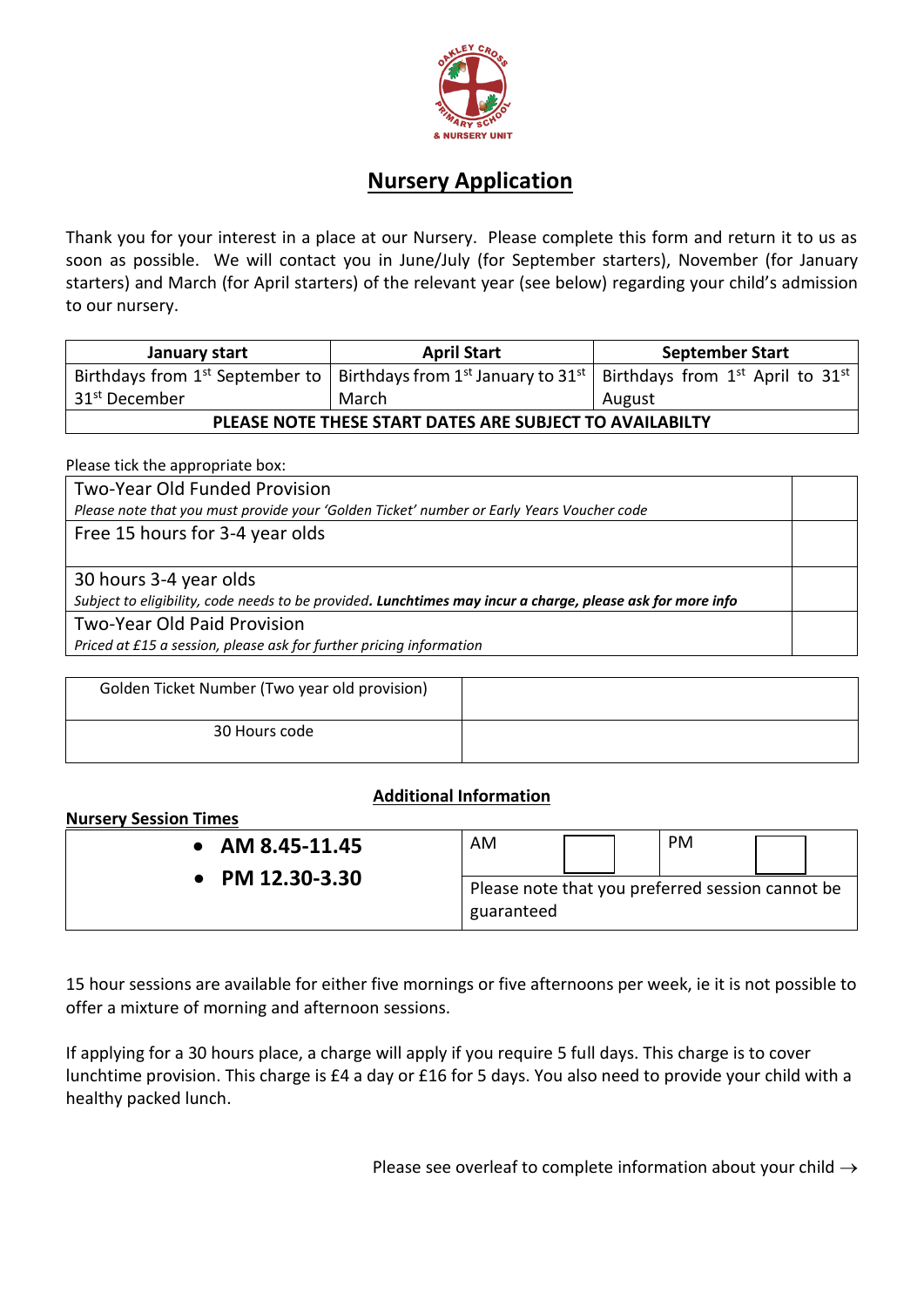# Nursery Application

Thank you for your interest in a place at our Nursery. Please complete this form and return it to us as soon as possible. We will contact you in June/July (for September starters), November (for January starters) and March (for April starters) of the relevant year (see below) regarding your child's admission to our nursery.

| January start | April Start | September Start |
|---|---|---|
| Birthdays from 1st September to 31st December | Birthdays from 1st January to 31st March | Birthdays from 1st April to 31st August |
| **PLEASE NOTE THESE START DATES ARE SUBJECT TO AVAILABILTY** | | |

Please tick the appropriate box:

| Provision | |
|---|---|
| Two-Year Old Funded Provision<br>*Please note that you must provide your 'Golden Ticket' number or Early Years Voucher code* | |
| Free 15 hours for 3-4 year olds | |
| 30 hours 3-4 year olds<br>*Subject to eligibility, code needs to be provided.* ***Lunchtimes may incur a charge, please ask for more info*** | |
| Two-Year Old Paid Provision<br>*Priced at £15 a session, please ask for further pricing information* | |

| | |
|---|---|
| Golden Ticket Number (Two year old provision) | |
| 30 Hours code | |

## Additional Information

**Nursery Session Times**

| | | | | |
|---|---|---|---|---|
| • **AM 8.45-11.45**<br>• **PM 12.30-3.30** | AM | | PM | |
| | Please note that you preferred session cannot be guaranteed | | | |

15 hour sessions are available for either five mornings or five afternoons per week, ie it is not possible to offer a mixture of morning and afternoon sessions.

If applying for a 30 hours place, a charge will apply if you require 5 full days. This charge is to cover lunchtime provision. This charge is £4 a day or £16 for 5 days. You also need to provide your child with a healthy packed lunch.

Please see overleaf to complete information about your child →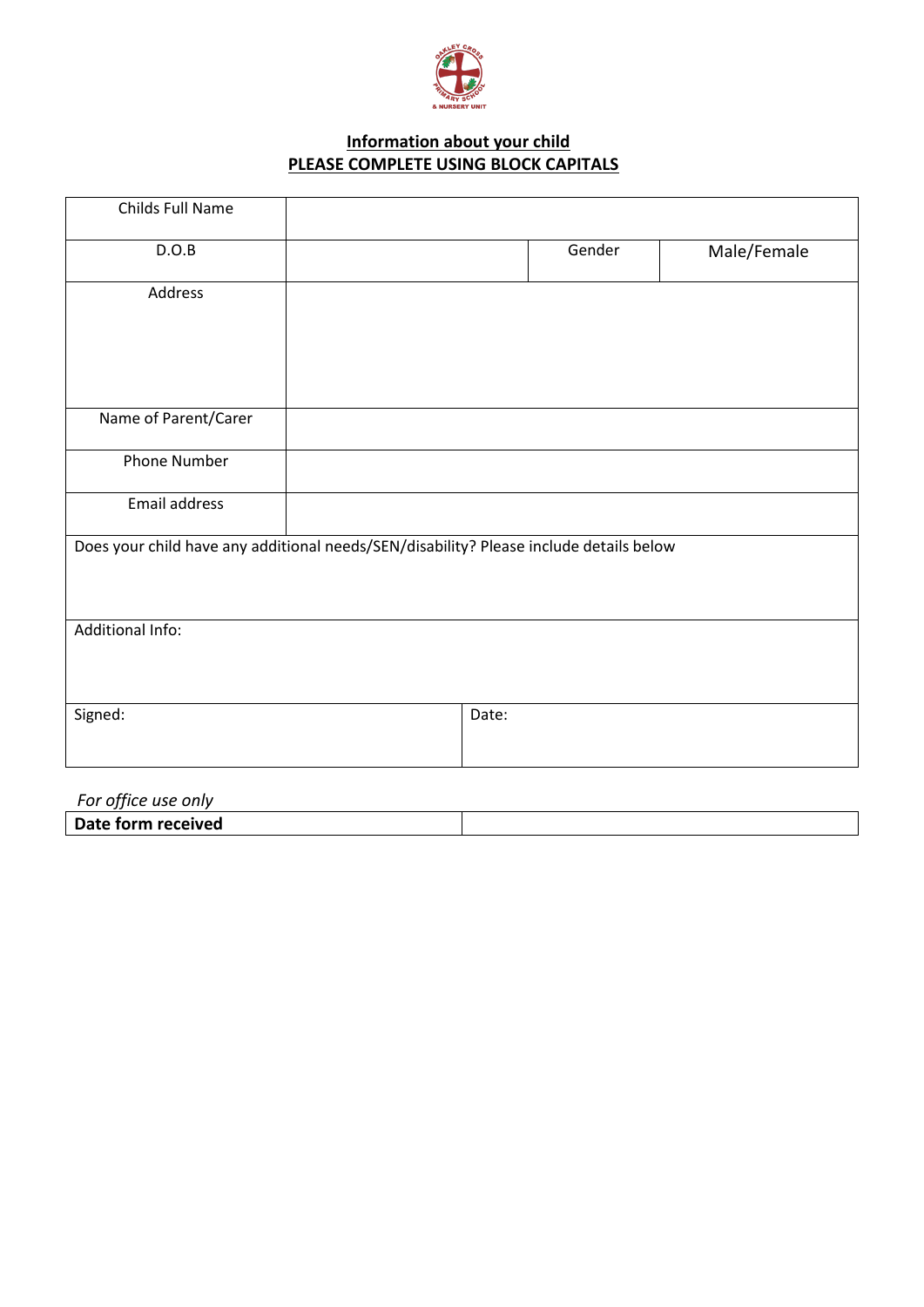## Information about your child

## PLEASE COMPLETE USING BLOCK CAPITALS

| | | | |
|---|---|---|---|
| Childs Full Name | | | |
| D.O.B | | Gender | Male/Female |
| Address | | | |
| Name of Parent/Carer | | | |
| Phone Number | | | |
| Email address | | | |
| Does your child have any additional needs/SEN/disability? Please include details below | | | |
| Additional Info: | | | |
| Signed: | | Date: | |

*For office use only*

| | |
|---|---|
| **Date form received** | |